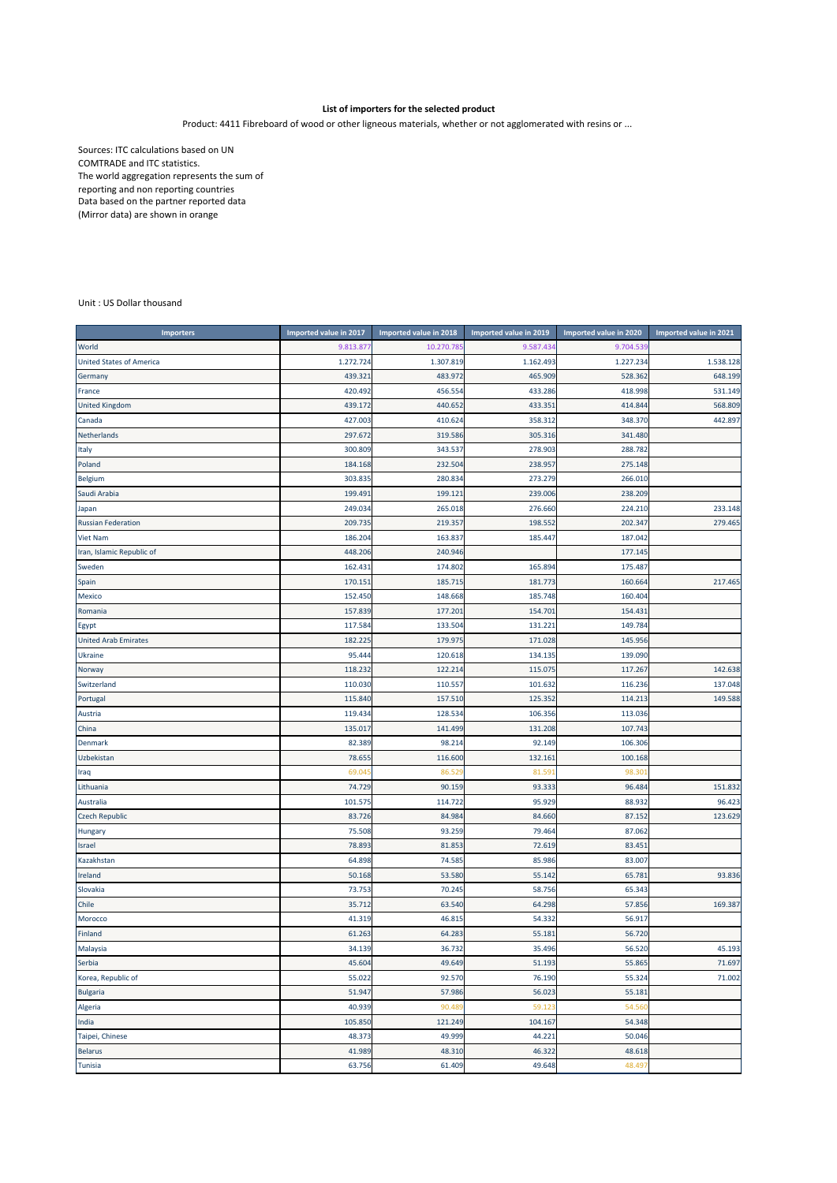**List of importers for the selected product**

Product: 4411 Fibreboard of wood or other ligneous materials, whether or not agglomerated with resins or ...

Sources: ITC calculations based on UN COMTRADE and ITC statistics.
The world aggregation represents the sum of reporting and non reporting countries
Data based on the partner reported data (Mirror data) are shown in orange

Unit : US Dollar thousand

| Importers | Imported value in 2017 | Imported value in 2018 | Imported value in 2019 | Imported value in 2020 | Imported value in 2021 |
|---|---|---|---|---|---|
| World | 9.813.877 | 10.270.785 | 9.587.434 | 9.704.539 | |
| United States of America | 1.272.724 | 1.307.819 | 1.162.493 | 1.227.234 | 1.538.128 |
| Germany | 439.321 | 483.972 | 465.909 | 528.362 | 648.199 |
| France | 420.492 | 456.554 | 433.286 | 418.998 | 531.149 |
| United Kingdom | 439.172 | 440.652 | 433.351 | 414.844 | 568.809 |
| Canada | 427.003 | 410.624 | 358.312 | 348.370 | 442.897 |
| Netherlands | 297.672 | 319.586 | 305.316 | 341.480 | |
| Italy | 300.809 | 343.537 | 278.903 | 288.782 | |
| Poland | 184.168 | 232.504 | 238.957 | 275.148 | |
| Belgium | 303.835 | 280.834 | 273.279 | 266.010 | |
| Saudi Arabia | 199.491 | 199.121 | 239.006 | 238.209 | |
| Japan | 249.034 | 265.018 | 276.660 | 224.210 | 233.148 |
| Russian Federation | 209.735 | 219.357 | 198.552 | 202.347 | 279.465 |
| Viet Nam | 186.204 | 163.837 | 185.447 | 187.042 | |
| Iran, Islamic Republic of | 448.206 | 240.946 | | 177.145 | |
| Sweden | 162.431 | 174.802 | 165.894 | 175.487 | |
| Spain | 170.151 | 185.715 | 181.773 | 160.664 | 217.465 |
| Mexico | 152.450 | 148.668 | 185.748 | 160.404 | |
| Romania | 157.839 | 177.201 | 154.701 | 154.431 | |
| Egypt | 117.584 | 133.504 | 131.221 | 149.784 | |
| United Arab Emirates | 182.225 | 179.975 | 171.028 | 145.956 | |
| Ukraine | 95.444 | 120.618 | 134.135 | 139.090 | |
| Norway | 118.232 | 122.214 | 115.075 | 117.267 | 142.638 |
| Switzerland | 110.030 | 110.557 | 101.632 | 116.236 | 137.048 |
| Portugal | 115.840 | 157.510 | 125.352 | 114.213 | 149.588 |
| Austria | 119.434 | 128.534 | 106.356 | 113.036 | |
| China | 135.017 | 141.499 | 131.208 | 107.743 | |
| Denmark | 82.389 | 98.214 | 92.149 | 106.306 | |
| Uzbekistan | 78.655 | 116.600 | 132.161 | 100.168 | |
| Iraq | 69.045 | 86.529 | 81.591 | 98.301 | |
| Lithuania | 74.729 | 90.159 | 93.333 | 96.484 | 151.832 |
| Australia | 101.575 | 114.722 | 95.929 | 88.932 | 96.423 |
| Czech Republic | 83.726 | 84.984 | 84.660 | 87.152 | 123.629 |
| Hungary | 75.508 | 93.259 | 79.464 | 87.062 | |
| Israel | 78.893 | 81.853 | 72.619 | 83.451 | |
| Kazakhstan | 64.898 | 74.585 | 85.986 | 83.007 | |
| Ireland | 50.168 | 53.580 | 55.142 | 65.781 | 93.836 |
| Slovakia | 73.753 | 70.245 | 58.756 | 65.343 | |
| Chile | 35.712 | 63.540 | 64.298 | 57.856 | 169.387 |
| Morocco | 41.319 | 46.815 | 54.332 | 56.917 | |
| Finland | 61.263 | 64.283 | 55.181 | 56.720 | |
| Malaysia | 34.139 | 36.732 | 35.496 | 56.520 | 45.193 |
| Serbia | 45.604 | 49.649 | 51.193 | 55.865 | 71.697 |
| Korea, Republic of | 55.022 | 92.570 | 76.190 | 55.324 | 71.002 |
| Bulgaria | 51.947 | 57.986 | 56.023 | 55.181 | |
| Algeria | 40.939 | 90.489 | 59.123 | 54.560 | |
| India | 105.850 | 121.249 | 104.167 | 54.348 | |
| Taipei, Chinese | 48.373 | 49.999 | 44.221 | 50.046 | |
| Belarus | 41.989 | 48.310 | 46.322 | 48.618 | |
| Tunisia | 63.756 | 61.409 | 49.648 | 48.497 | |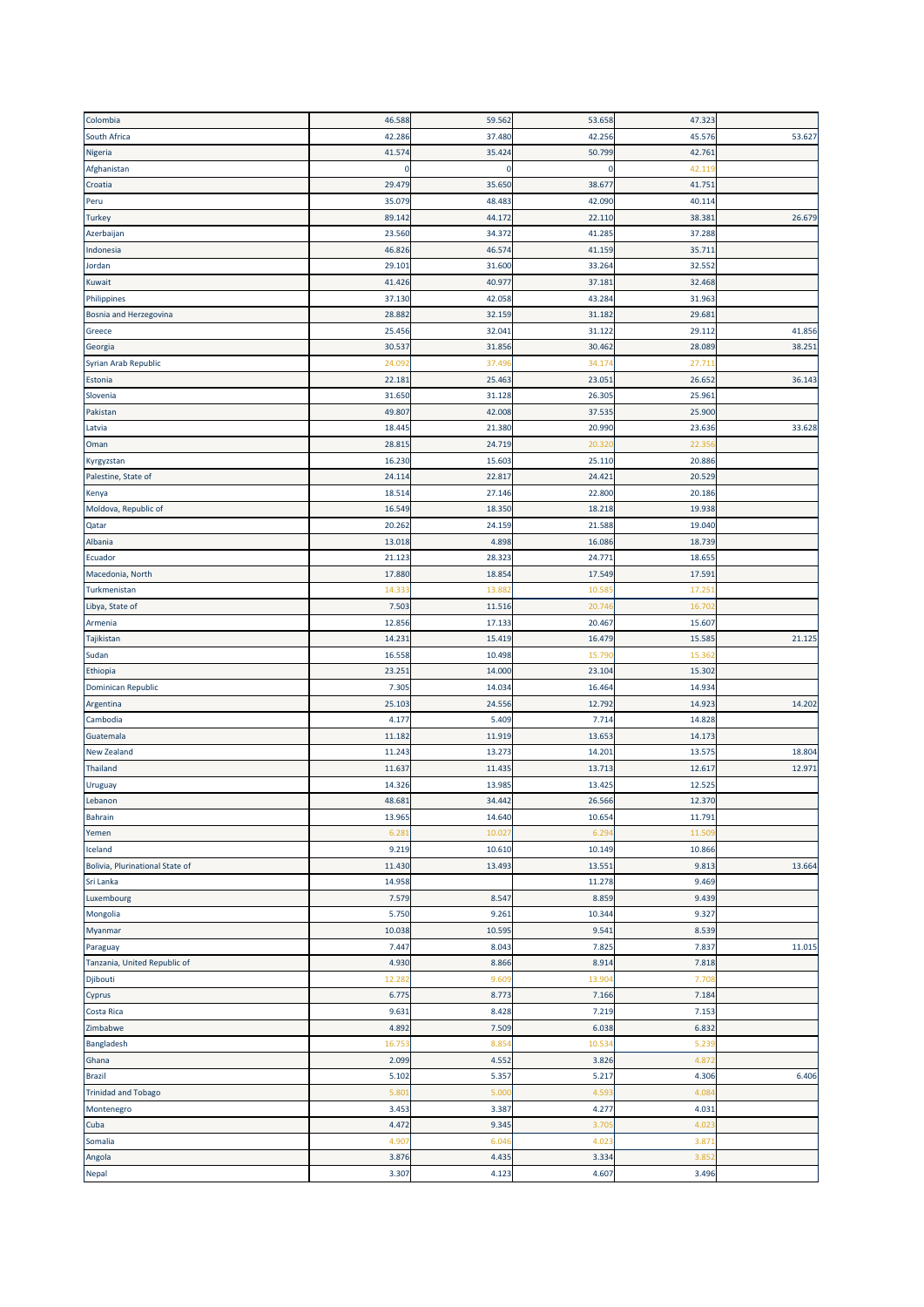| | | | | | |
|---|---|---|---|---|---|
| Colombia | 46.588 | 59.562 | 53.658 | 47.323 | |
| South Africa | 42.286 | 37.480 | 42.256 | 45.576 | 53.627 |
| Nigeria | 41.574 | 35.424 | 50.799 | 42.761 | |
| Afghanistan | 0 | 0 | 0 | 42.119 | |
| Croatia | 29.479 | 35.650 | 38.677 | 41.751 | |
| Peru | 35.079 | 48.483 | 42.090 | 40.114 | |
| Turkey | 89.142 | 44.172 | 22.110 | 38.381 | 26.679 |
| Azerbaijan | 23.560 | 34.372 | 41.285 | 37.288 | |
| Indonesia | 46.826 | 46.574 | 41.159 | 35.711 | |
| Jordan | 29.101 | 31.600 | 33.264 | 32.552 | |
| Kuwait | 41.426 | 40.977 | 37.181 | 32.468 | |
| Philippines | 37.130 | 42.058 | 43.284 | 31.963 | |
| Bosnia and Herzegovina | 28.882 | 32.159 | 31.182 | 29.681 | |
| Greece | 25.456 | 32.041 | 31.122 | 29.112 | 41.856 |
| Georgia | 30.537 | 31.856 | 30.462 | 28.089 | 38.251 |
| Syrian Arab Republic | 24.092 | 37.496 | 34.174 | 27.711 | |
| Estonia | 22.181 | 25.463 | 23.051 | 26.652 | 36.143 |
| Slovenia | 31.650 | 31.128 | 26.305 | 25.961 | |
| Pakistan | 49.807 | 42.008 | 37.535 | 25.900 | |
| Latvia | 18.445 | 21.380 | 20.990 | 23.636 | 33.628 |
| Oman | 28.815 | 24.719 | 20.320 | 22.356 | |
| Kyrgyzstan | 16.230 | 15.603 | 25.110 | 20.886 | |
| Palestine, State of | 24.114 | 22.817 | 24.421 | 20.529 | |
| Kenya | 18.514 | 27.146 | 22.800 | 20.186 | |
| Moldova, Republic of | 16.549 | 18.350 | 18.218 | 19.938 | |
| Qatar | 20.262 | 24.159 | 21.588 | 19.040 | |
| Albania | 13.018 | 4.898 | 16.086 | 18.739 | |
| Ecuador | 21.123 | 28.323 | 24.771 | 18.655 | |
| Macedonia, North | 17.880 | 18.854 | 17.549 | 17.591 | |
| Turkmenistan | 14.333 | 13.882 | 10.585 | 17.251 | |
| Libya, State of | 7.503 | 11.516 | 20.746 | 16.702 | |
| Armenia | 12.856 | 17.133 | 20.467 | 15.607 | |
| Tajikistan | 14.231 | 15.419 | 16.479 | 15.585 | 21.125 |
| Sudan | 16.558 | 10.498 | 15.790 | 15.362 | |
| Ethiopia | 23.251 | 14.000 | 23.104 | 15.302 | |
| Dominican Republic | 7.305 | 14.034 | 16.464 | 14.934 | |
| Argentina | 25.103 | 24.556 | 12.792 | 14.923 | 14.202 |
| Cambodia | 4.177 | 5.409 | 7.714 | 14.828 | |
| Guatemala | 11.182 | 11.919 | 13.653 | 14.173 | |
| New Zealand | 11.243 | 13.273 | 14.201 | 13.575 | 18.804 |
| Thailand | 11.637 | 11.435 | 13.713 | 12.617 | 12.971 |
| Uruguay | 14.326 | 13.985 | 13.425 | 12.525 | |
| Lebanon | 48.681 | 34.442 | 26.566 | 12.370 | |
| Bahrain | 13.965 | 14.640 | 10.654 | 11.791 | |
| Yemen | 6.281 | 10.027 | 6.294 | 11.509 | |
| Iceland | 9.219 | 10.610 | 10.149 | 10.866 | |
| Bolivia, Plurinational State of | 11.430 | 13.493 | 13.551 | 9.813 | 13.664 |
| Sri Lanka | 14.958 | | 11.278 | 9.469 | |
| Luxembourg | 7.579 | 8.547 | 8.859 | 9.439 | |
| Mongolia | 5.750 | 9.261 | 10.344 | 9.327 | |
| Myanmar | 10.038 | 10.595 | 9.541 | 8.539 | |
| Paraguay | 7.447 | 8.043 | 7.825 | 7.837 | 11.015 |
| Tanzania, United Republic of | 4.930 | 8.866 | 8.914 | 7.818 | |
| Djibouti | 12.282 | 9.609 | 13.904 | 7.708 | |
| Cyprus | 6.775 | 8.773 | 7.166 | 7.184 | |
| Costa Rica | 9.631 | 8.428 | 7.219 | 7.153 | |
| Zimbabwe | 4.892 | 7.509 | 6.038 | 6.832 | |
| Bangladesh | 16.753 | 8.854 | 10.534 | 5.239 | |
| Ghana | 2.099 | 4.552 | 3.826 | 4.872 | |
| Brazil | 5.102 | 5.357 | 5.217 | 4.306 | 6.406 |
| Trinidad and Tobago | 5.801 | 5.000 | 4.593 | 4.084 | |
| Montenegro | 3.453 | 3.387 | 4.277 | 4.031 | |
| Cuba | 4.472 | 9.345 | 3.705 | 4.023 | |
| Somalia | 4.907 | 6.046 | 4.023 | 3.871 | |
| Angola | 3.876 | 4.435 | 3.334 | 3.852 | |
| Nepal | 3.307 | 4.123 | 4.607 | 3.496 | |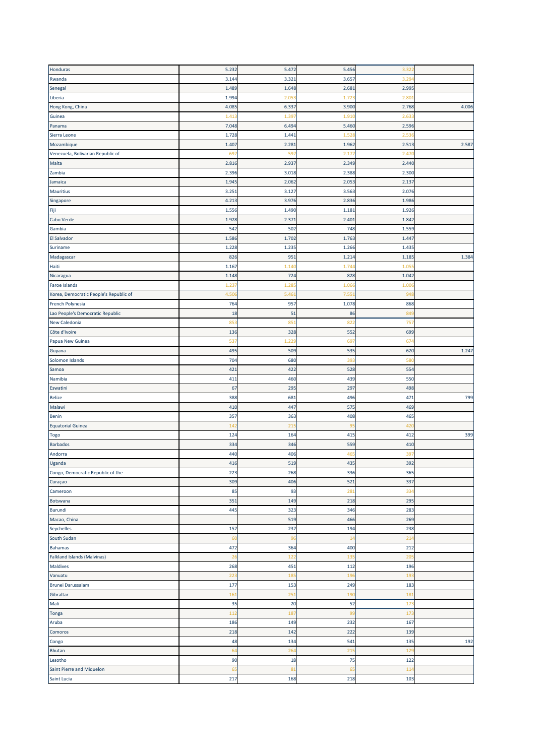| | | | | | |
|---|---|---|---|---|---|
| Honduras | 5.232 | 5.472 | 5.456 | 3.322 | |
| Rwanda | 3.144 | 3.321 | 3.657 | 3.294 | |
| Senegal | 1.489 | 1.648 | 2.681 | 2.995 | |
| Liberia | 1.994 | 2.053 | 1.723 | 2.801 | |
| Hong Kong, China | 4.085 | 6.337 | 3.900 | 2.768 | 4.006 |
| Guinea | 1.413 | 1.397 | 1.910 | 2.633 | |
| Panama | 7.048 | 6.494 | 5.460 | 2.596 | |
| Sierra Leone | 1.728 | 1.441 | 1.528 | 2.536 | |
| Mozambique | 1.407 | 2.281 | 1.962 | 2.513 | 2.587 |
| Venezuela, Bolivarian Republic of | 697 | 597 | 2.177 | 2.470 | |
| Malta | 2.816 | 2.937 | 2.349 | 2.440 | |
| Zambia | 2.396 | 3.018 | 2.388 | 2.300 | |
| Jamaica | 1.945 | 2.062 | 2.053 | 2.137 | |
| Mauritius | 3.251 | 3.127 | 3.563 | 2.076 | |
| Singapore | 4.213 | 3.976 | 2.836 | 1.986 | |
| Fiji | 1.556 | 1.490 | 1.181 | 1.926 | |
| Cabo Verde | 1.928 | 2.371 | 2.401 | 1.842 | |
| Gambia | 542 | 502 | 748 | 1.559 | |
| El Salvador | 1.586 | 1.702 | 1.763 | 1.447 | |
| Suriname | 1.228 | 1.235 | 1.266 | 1.435 | |
| Madagascar | 826 | 951 | 1.214 | 1.185 | 1.384 |
| Haiti | 1.167 | 1.140 | 1.744 | 1.055 | |
| Nicaragua | 1.148 | 724 | 828 | 1.042 | |
| Faroe Islands | 1.237 | 1.285 | 1.066 | 1.006 | |
| Korea, Democratic People's Republic of | 4.506 | 5.461 | 7.551 | 948 | |
| French Polynesia | 764 | 957 | 1.078 | 868 | |
| Lao People's Democratic Republic | 18 | 51 | 86 | 849 | |
| New Caledonia | 853 | 851 | 822 | 757 | |
| Côte d'Ivoire | 136 | 328 | 552 | 699 | |
| Papua New Guinea | 537 | 1.229 | 697 | 674 | |
| Guyana | 495 | 509 | 535 | 620 | 1.247 |
| Solomon Islands | 704 | 680 | 393 | 580 | |
| Samoa | 421 | 422 | 528 | 554 | |
| Namibia | 411 | 460 | 439 | 550 | |
| Eswatini | 67 | 295 | 297 | 498 | |
| Belize | 388 | 681 | 496 | 471 | 799 |
| Malawi | 410 | 447 | 575 | 469 | |
| Benin | 357 | 363 | 408 | 465 | |
| Equatorial Guinea | 142 | 215 | 95 | 420 | |
| Togo | 124 | 164 | 415 | 412 | 399 |
| Barbados | 334 | 346 | 559 | 410 | |
| Andorra | 440 | 406 | 465 | 397 | |
| Uganda | 416 | 519 | 435 | 392 | |
| Congo, Democratic Republic of the | 223 | 268 | 336 | 365 | |
| Curaçao | 309 | 406 | 521 | 337 | |
| Cameroon | 85 | 93 | 281 | 334 | |
| Botswana | 351 | 149 | 218 | 295 | |
| Burundi | 445 | 323 | 346 | 283 | |
| Macao, China | | 519 | 466 | 269 | |
| Seychelles | 157 | 237 | 194 | 238 | |
| South Sudan | 60 | 96 | 14 | 214 | |
| Bahamas | 472 | 364 | 400 | 212 | |
| Falkland Islands (Malvinas) | 26 | 122 | 135 | 205 | |
| Maldives | 268 | 451 | 112 | 196 | |
| Vanuatu | 223 | 185 | 196 | 193 | |
| Brunei Darussalam | 177 | 153 | 249 | 183 | |
| Gibraltar | 161 | 251 | 190 | 181 | |
| Mali | 35 | 20 | 52 | 173 | |
| Tonga | 112 | 187 | 99 | 173 | |
| Aruba | 186 | 149 | 232 | 167 | |
| Comoros | 218 | 142 | 222 | 139 | |
| Congo | 48 | 134 | 541 | 135 | 192 |
| Bhutan | 64 | 264 | 215 | 129 | |
| Lesotho | 90 | 18 | 75 | 122 | |
| Saint Pierre and Miquelon | 65 | 81 | 65 | 114 | |
| Saint Lucia | 217 | 168 | 218 | 103 | |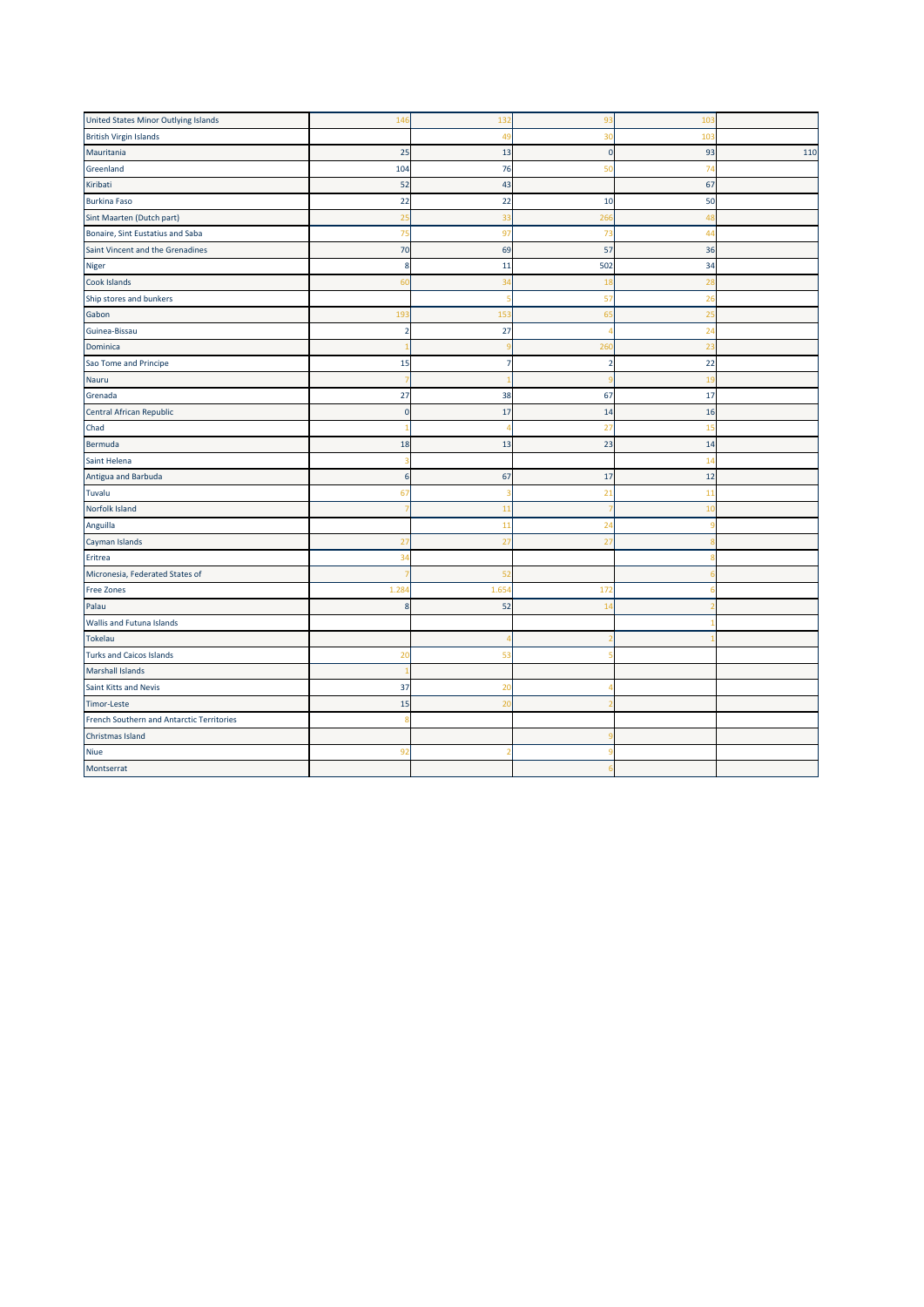| | | | | | |
|---|---|---|---|---|---|
| United States Minor Outlying Islands | 146 | 132 | 93 | 103 | |
| British Virgin Islands | | 49 | 30 | 103 | |
| Mauritania | 25 | 13 | 0 | 93 | 110 |
| Greenland | 104 | 76 | 50 | 74 | |
| Kiribati | 52 | 43 | | 67 | |
| Burkina Faso | 22 | 22 | 10 | 50 | |
| Sint Maarten (Dutch part) | 25 | 33 | 266 | 48 | |
| Bonaire, Sint Eustatius and Saba | 75 | 97 | 73 | 44 | |
| Saint Vincent and the Grenadines | 70 | 69 | 57 | 36 | |
| Niger | 8 | 11 | 502 | 34 | |
| Cook Islands | 60 | 34 | 18 | 28 | |
| Ship stores and bunkers | | 5 | 57 | 26 | |
| Gabon | 193 | 153 | 65 | 25 | |
| Guinea-Bissau | 2 | 27 | 4 | 24 | |
| Dominica | 1 | 9 | 260 | 23 | |
| Sao Tome and Principe | 15 | 7 | 2 | 22 | |
| Nauru | 7 | 1 | 9 | 19 | |
| Grenada | 27 | 38 | 67 | 17 | |
| Central African Republic | 0 | 17 | 14 | 16 | |
| Chad | 1 | 4 | 27 | 15 | |
| Bermuda | 18 | 13 | 23 | 14 | |
| Saint Helena | 3 | | | 14 | |
| Antigua and Barbuda | 6 | 67 | 17 | 12 | |
| Tuvalu | 67 | 3 | 21 | 11 | |
| Norfolk Island | 7 | 11 | 7 | 10 | |
| Anguilla | | 11 | 24 | 9 | |
| Cayman Islands | 27 | 27 | 27 | 8 | |
| Eritrea | 34 | | | 8 | |
| Micronesia, Federated States of | 7 | 52 | | 6 | |
| Free Zones | 1.284 | 1.654 | 172 | 6 | |
| Palau | 8 | 52 | 14 | 2 | |
| Wallis and Futuna Islands | | | | 1 | |
| Tokelau | | 4 | 2 | 1 | |
| Turks and Caicos Islands | 20 | 53 | 5 | | |
| Marshall Islands | 1 | | | | |
| Saint Kitts and Nevis | 37 | 20 | 4 | | |
| Timor-Leste | 15 | 20 | 2 | | |
| French Southern and Antarctic Territories | 8 | | | | |
| Christmas Island | | | 9 | | |
| Niue | 92 | 2 | 9 | | |
| Montserrat | | | 6 | | |